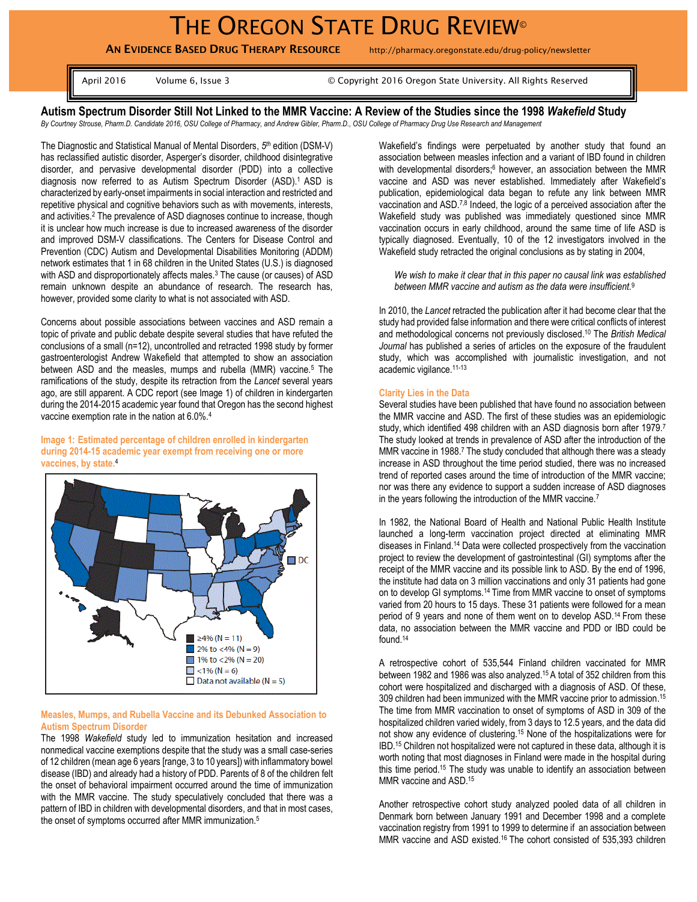# THE OREGON STATE DRUG REVIEW©

**AN EVIDENCE BASED DRUG THERAPY RESOURCE** http://pharmacy.oregonstate.edu/drug-policy/newsletter

April 2016 Volume 6, Issue 3 © Copyright 2016 Oregon State University. All Rights Reserved

## Autism Spectrum Disorder Still Not Linked to the MMR Vaccine: A Review of the Studies since the 1998 *Wakefield* Study

*By Courtney Strouse, Pharm.D. Candidate 2016, OSU College of Pharmacy, and Andrew Gibler, Pharm.D., OSU College of Pharmacy Drug Use Research and Management*

The Diagnostic and Statistical Manual of Mental Disorders, 5th edition (DSM-V) has reclassified autistic disorder, Asperger's disorder, childhood disintegrative disorder, and pervasive developmental disorder (PDD) into a collective diagnosis now referred to as Autism Spectrum Disorder (ASD).[1] ASD is characterized by early-onset impairments in social interaction and restricted and repetitive physical and cognitive behaviors such as with movements, interests, and activities.[2] The prevalence of ASD diagnoses continue to increase, though it is unclear how much increase is due to increased awareness of the disorder and improved DSM-V classifications. The Centers for Disease Control and Prevention (CDC) Autism and Developmental Disabilities Monitoring (ADDM) network estimates that 1 in 68 children in the United States (U.S.) is diagnosed with ASD and disproportionately affects males.[3] The cause (or causes) of ASD remain unknown despite an abundance of research. The research has, however, provided some clarity to what is not associated with ASD.

Concerns about possible associations between vaccines and ASD remain a topic of private and public debate despite several studies that have refuted the conclusions of a small (n=12), uncontrolled and retracted 1998 study by former gastroenterologist Andrew Wakefield that attempted to show an association between ASD and the measles, mumps and rubella (MMR) vaccine.[5] The ramifications of the study, despite its retraction from the *Lancet* several years ago, are still apparent. A CDC report (see Image 1) of children in kindergarten during the 2014-2015 academic year found that Oregon has the second highest vaccine exemption rate in the nation at 6.0%.[4]

**Image 1: Estimated percentage of children enrolled in kindergarten during 2014-15 academic year exempt from receiving one or more vaccines, by state.[4]**

- ≥4% (N = 11)
- 2% to <4% (N = 9)
- 1% to <2% (N = 20)
- <1% (N = 6)
- Data not available (N = 5)

### Measles, Mumps, and Rubella Vaccine and its Debunked Association to Autism Spectrum Disorder

The 1998 *Wakefield* study led to immunization hesitation and increased nonmedical vaccine exemptions despite that the study was a small case-series of 12 children (mean age 6 years [range, 3 to 10 years]) with inflammatory bowel disease (IBD) and already had a history of PDD. Parents of 8 of the children felt the onset of behavioral impairment occurred around the time of immunization with the MMR vaccine. The study speculatively concluded that there was a pattern of IBD in children with developmental disorders, and that in most cases, the onset of symptoms occurred after MMR immunization.[5]

Wakefield's findings were perpetuated by another study that found an association between measles infection and a variant of IBD found in children with developmental disorders;[6] however, an association between the MMR vaccine and ASD was never established. Immediately after Wakefield's publication, epidemiological data began to refute any link between MMR vaccination and ASD.[7,8] Indeed, the logic of a perceived association after the Wakefield study was published was immediately questioned since MMR vaccination occurs in early childhood, around the same time of life ASD is typically diagnosed. Eventually, 10 of the 12 investigators involved in the Wakefield study retracted the original conclusions as by stating in 2004,

> *We wish to make it clear that in this paper no causal link was established between MMR vaccine and autism as the data were insufficient.*[9]

In 2010, the *Lancet* retracted the publication after it had become clear that the study had provided false information and there were critical conflicts of interest and methodological concerns not previously disclosed.[10] The *British Medical Journal* has published a series of articles on the exposure of the fraudulent study, which was accomplished with journalistic investigation, and not academic vigilance.[11-13]

### Clarity Lies in the Data

Several studies have been published that have found no association between the MMR vaccine and ASD. The first of these studies was an epidemiologic study, which identified 498 children with an ASD diagnosis born after 1979.[7] The study looked at trends in prevalence of ASD after the introduction of the MMR vaccine in 1988.[7] The study concluded that although there was a steady increase in ASD throughout the time period studied, there was no increased trend of reported cases around the time of introduction of the MMR vaccine; nor was there any evidence to support a sudden increase of ASD diagnoses in the years following the introduction of the MMR vaccine.[7]

In 1982, the National Board of Health and National Public Health Institute launched a long-term vaccination project directed at eliminating MMR diseases in Finland.[14] Data were collected prospectively from the vaccination project to review the development of gastrointestinal (GI) symptoms after the receipt of the MMR vaccine and its possible link to ASD. By the end of 1996, the institute had data on 3 million vaccinations and only 31 patients had gone on to develop GI symptoms.[14] Time from MMR vaccine to onset of symptoms varied from 20 hours to 15 days. These 31 patients were followed for a mean period of 9 years and none of them went on to develop ASD.[14] From these data, no association between the MMR vaccine and PDD or IBD could be found.[14]

A retrospective cohort of 535,544 Finland children vaccinated for MMR between 1982 and 1986 was also analyzed.[15] A total of 352 children from this cohort were hospitalized and discharged with a diagnosis of ASD. Of these, 309 children had been immunized with the MMR vaccine prior to admission.[15] The time from MMR vaccination to onset of symptoms of ASD in 309 of the hospitalized children varied widely, from 3 days to 12.5 years, and the data did not show any evidence of clustering.[15] None of the hospitalizations were for IBD.[15] Children not hospitalized were not captured in these data, although it is worth noting that most diagnoses in Finland were made in the hospital during this time period.[15] The study was unable to identify an association between MMR vaccine and ASD.[15]

Another retrospective cohort study analyzed pooled data of all children in Denmark born between January 1991 and December 1998 and a complete vaccination registry from 1991 to 1999 to determine if an association between MMR vaccine and ASD existed.[16] The cohort consisted of 535,393 children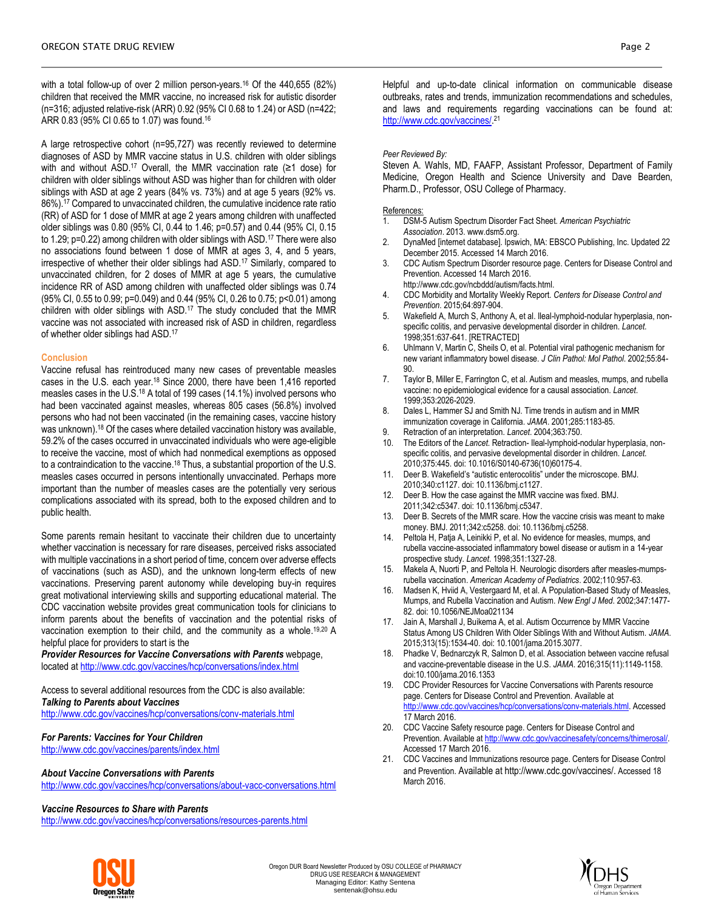with a total follow-up of over 2 million person-years.[16] Of the 440,655 (82%) children that received the MMR vaccine, no increased risk for autistic disorder (n=316; adjusted relative-risk (ARR) 0.92 (95% CI 0.68 to 1.24) or ASD (n=422; ARR 0.83 (95% CI 0.65 to 1.07) was found.[16]

A large retrospective cohort (n=95,727) was recently reviewed to determine diagnoses of ASD by MMR vaccine status in U.S. children with older siblings with and without ASD.[17] Overall, the MMR vaccination rate (≥1 dose) for children with older siblings without ASD was higher than for children with older siblings with ASD at age 2 years (84% vs. 73%) and at age 5 years (92% vs. 86%).[17] Compared to unvaccinated children, the cumulative incidence rate ratio (RR) of ASD for 1 dose of MMR at age 2 years among children with unaffected older siblings was 0.80 (95% CI, 0.44 to 1.46; p=0.57) and 0.44 (95% CI, 0.15 to 1.29; p=0.22) among children with older siblings with ASD.[17] There were also no associations found between 1 dose of MMR at ages 3, 4, and 5 years, irrespective of whether their older siblings had ASD.[17] Similarly, compared to unvaccinated children, for 2 doses of MMR at age 5 years, the cumulative incidence RR of ASD among children with unaffected older siblings was 0.74 (95% CI, 0.55 to 0.99; p=0.049) and 0.44 (95% CI, 0.26 to 0.75; p<0.01) among children with older siblings with ASD.[17] The study concluded that the MMR vaccine was not associated with increased risk of ASD in children, regardless of whether older siblings had ASD.[17]

## Conclusion

Vaccine refusal has reintroduced many new cases of preventable measles cases in the U.S. each year.[18] Since 2000, there have been 1,416 reported measles cases in the U.S.[18] A total of 199 cases (14.1%) involved persons who had been vaccinated against measles, whereas 805 cases (56.8%) involved persons who had not been vaccinated (in the remaining cases, vaccine history was unknown).[18] Of the cases where detailed vaccination history was available, 59.2% of the cases occurred in unvaccinated individuals who were age-eligible to receive the vaccine, most of which had nonmedical exemptions as opposed to a contraindication to the vaccine.[18] Thus, a substantial proportion of the U.S. measles cases occurred in persons intentionally unvaccinated. Perhaps more important than the number of measles cases are the potentially very serious complications associated with its spread, both to the exposed children and to public health.

Some parents remain hesitant to vaccinate their children due to uncertainty whether vaccination is necessary for rare diseases, perceived risks associated with multiple vaccinations in a short period of time, concern over adverse effects of vaccinations (such as ASD), and the unknown long-term effects of new vaccinations. Preserving parent autonomy while developing buy-in requires great motivational interviewing skills and supporting educational material. The CDC vaccination website provides great communication tools for clinicians to inform parents about the benefits of vaccination and the potential risks of vaccination exemption to their child, and the community as a whole.[19,20] A helpful place for providers to start is the

***Provider Resources for Vaccine Conversations with Parents*** webpage, located at http://www.cdc.gov/vaccines/hcp/conversations/index.html

Access to several additional resources from the CDC is also available:

***Talking to Parents about Vaccines***
http://www.cdc.gov/vaccines/hcp/conversations/conv-materials.html

***For Parents: Vaccines for Your Children***
http://www.cdc.gov/vaccines/parents/index.html

***About Vaccine Conversations with Parents***
http://www.cdc.gov/vaccines/hcp/conversations/about-vacc-conversations.html

***Vaccine Resources to Share with Parents***
http://www.cdc.gov/vaccines/hcp/conversations/resources-parents.html

Helpful and up-to-date clinical information on communicable disease outbreaks, rates and trends, immunization recommendations and schedules, and laws and requirements regarding vaccinations can be found at: http://www.cdc.gov/vaccines/.[21]

*Peer Reviewed By:*
Steven A. Wahls, MD, FAAFP, Assistant Professor, Department of Family Medicine, Oregon Health and Science University and Dave Bearden, Pharm.D., Professor, OSU College of Pharmacy.

References:

1. DSM-5 Autism Spectrum Disorder Fact Sheet. *American Psychiatric Association*. 2013. www.dsm5.org.
2. DynaMed [internet database]. Ipswich, MA: EBSCO Publishing, Inc. Updated 22 December 2015. Accessed 14 March 2016.
3. CDC Autism Spectrum Disorder resource page. Centers for Disease Control and Prevention. Accessed 14 March 2016. http://www.cdc.gov/ncbddd/autism/facts.html.
4. CDC Morbidity and Mortality Weekly Report. *Centers for Disease Control and Prevention*. 2015;64:897-904.
5. Wakefield A, Murch S, Anthony A, et al. Ileal-lymphoid-nodular hyperplasia, non-specific colitis, and pervasive developmental disorder in children. *Lancet*. 1998;351:637-641. [RETRACTED]
6. Uhlmann V, Martin C, Sheils O, et al. Potential viral pathogenic mechanism for new variant inflammatory bowel disease. *J Clin Pathol: Mol Pathol*. 2002;55:84-90.
7. Taylor B, Miller E, Farrington C, et al. Autism and measles, mumps, and rubella vaccine: no epidemiological evidence for a causal association. *Lancet*. 1999;353:2026-2029.
8. Dales L, Hammer SJ and Smith NJ. Time trends in autism and in MMR immunization coverage in California. *JAMA*. 2001;285:1183-85.
9. Retraction of an interpretation. *Lancet*. 2004;363:750.
10. The Editors of the *Lancet*. Retraction- Ileal-lymphoid-nodular hyperplasia, non-specific colitis, and pervasive developmental disorder in children. *Lancet*. 2010;375:445. doi: 10.1016/S0140-6736(10)60175-4.
11. Deer B. Wakefield's "autistic enterocolitis" under the microscope. BMJ. 2010;340:c1127. doi: 10.1136/bmj.c1127.
12. Deer B. How the case against the MMR vaccine was fixed. BMJ. 2011;342:c5347. doi: 10.1136/bmj.c5347.
13. Deer B. Secrets of the MMR scare. How the vaccine crisis was meant to make money. BMJ. 2011;342:c5258. doi: 10.1136/bmj.c5258.
14. Peltola H, Patja A, Leinikki P, et al. No evidence for measles, mumps, and rubella vaccine-associated inflammatory bowel disease or autism in a 14-year prospective study. *Lancet*. 1998;351:1327-28.
15. Makela A, Nuorti P, and Peltola H. Neurologic disorders after measles-mumps-rubella vaccination. *American Academy of Pediatrics*. 2002;110:957-63.
16. Madsen K, Hviid A, Vestergaard M, et al. A Population-Based Study of Measles, Mumps, and Rubella Vaccination and Autism. *New Engl J Med*. 2002;347:1477-82. doi: 10.1056/NEJMoa021134
17. Jain A, Marshall J, Buikema A, et al. Autism Occurrence by MMR Vaccine Status Among US Children With Older Siblings With and Without Autism. *JAMA*. 2015;313(15):1534-40. doi: 10.1001/jama.2015.3077.
18. Phadke V, Bednarczyk R, Salmon D, et al. Association between vaccine refusal and vaccine-preventable disease in the U.S. *JAMA*. 2016;315(11):1149-1158. doi:10.100/jama.2016.1353
19. CDC Provider Resources for Vaccine Conversations with Parents resource page. Centers for Disease Control and Prevention. Available at http://www.cdc.gov/vaccines/hcp/conversations/conv-materials.html. Accessed 17 March 2016.
20. CDC Vaccine Safety resource page. Centers for Disease Control and Prevention. Available at http://www.cdc.gov/vaccinesafety/concerns/thimerosal/. Accessed 17 March 2016.
21. CDC Vaccines and Immunizations resource page. Centers for Disease Control and Prevention. Available at http://www.cdc.gov/vaccines/. Accessed 18 March 2016.

Oregon DUR Board Newsletter Produced by OSU COLLEGE of PHARMACY
DRUG USE RESEARCH & MANAGEMENT
Managing Editor: Kathy Sentena
sentenak@ohsu.edu